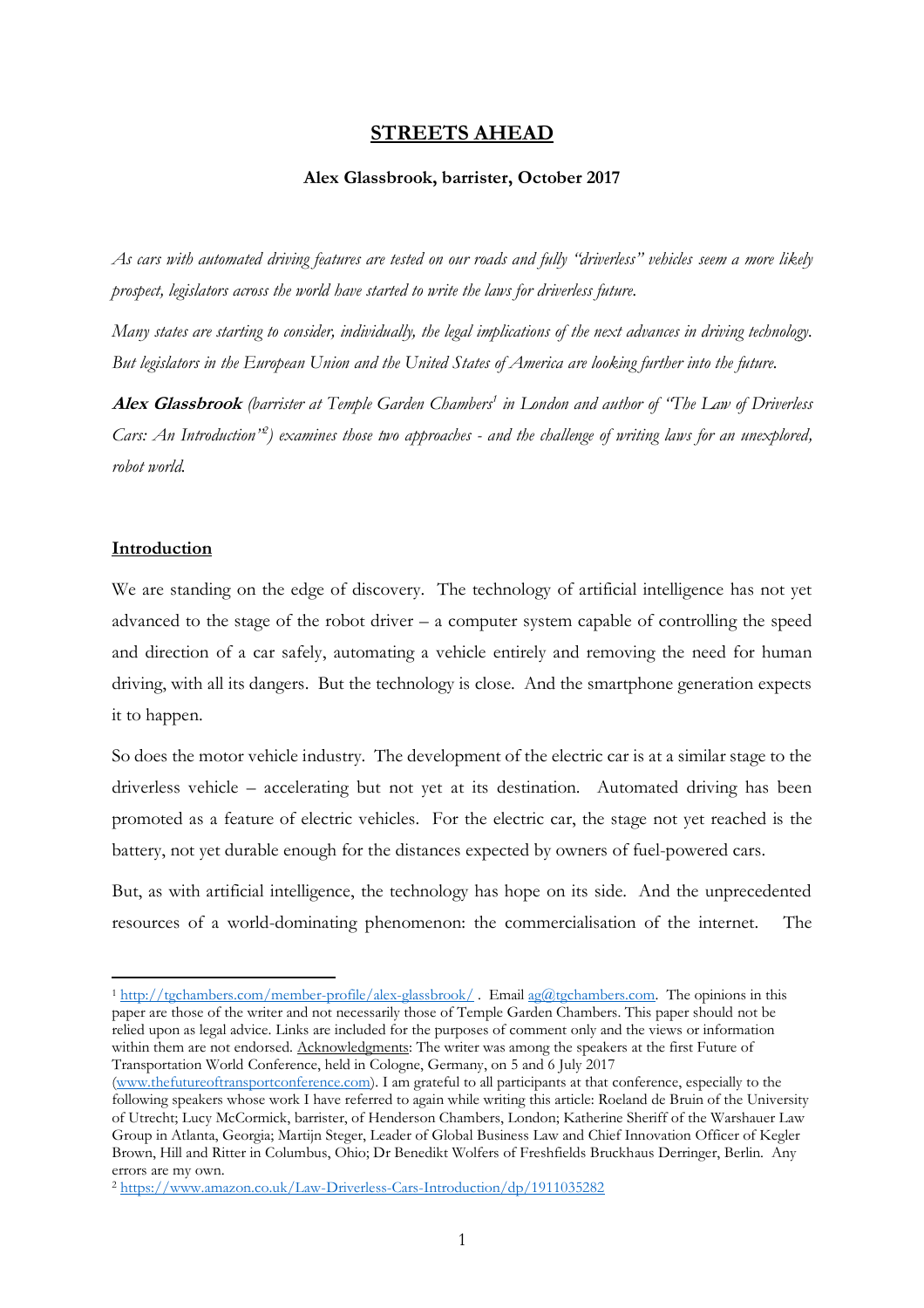# STREETS AHEAD

**Alex Glassbrook, barrister, October 2017**

*As cars with automated driving features are tested on our roads and fully "driverless" vehicles seem a more likely prospect, legislators across the world have started to write the laws for driverless future.*

*Many states are starting to consider, individually, the legal implications of the next advances in driving technology. But legislators in the European Union and the United States of America are looking further into the future.*

***Alex Glassbrook*** *(barrister at Temple Garden Chambers[1] in London and author of "The Law of Driverless Cars: An Introduction"[2]) examines those two approaches - and the challenge of writing laws for an unexplored, robot world.*

## Introduction

We are standing on the edge of discovery. The technology of artificial intelligence has not yet advanced to the stage of the robot driver – a computer system capable of controlling the speed and direction of a car safely, automating a vehicle entirely and removing the need for human driving, with all its dangers. But the technology is close. And the smartphone generation expects it to happen.

So does the motor vehicle industry. The development of the electric car is at a similar stage to the driverless vehicle – accelerating but not yet at its destination. Automated driving has been promoted as a feature of electric vehicles. For the electric car, the stage not yet reached is the battery, not yet durable enough for the distances expected by owners of fuel-powered cars.

But, as with artificial intelligence, the technology has hope on its side. And the unprecedented resources of a world-dominating phenomenon: the commercialisation of the internet. The

---

[1] http://tgchambers.com/member-profile/alex-glassbrook/ . Email ag@tgchambers.com. The opinions in this paper are those of the writer and not necessarily those of Temple Garden Chambers. This paper should not be relied upon as legal advice. Links are included for the purposes of comment only and the views or information within them are not endorsed. Acknowledgments: The writer was among the speakers at the first Future of Transportation World Conference, held in Cologne, Germany, on 5 and 6 July 2017 (www.thefutureoftransportconference.com). I am grateful to all participants at that conference, especially to the following speakers whose work I have referred to again while writing this article: Roeland de Bruin of the University of Utrecht; Lucy McCormick, barrister, of Henderson Chambers, London; Katherine Sheriff of the Warshauer Law Group in Atlanta, Georgia; Martijn Steger, Leader of Global Business Law and Chief Innovation Officer of Kegler Brown, Hill and Ritter in Columbus, Ohio; Dr Benedikt Wolfers of Freshfields Bruckhaus Derringer, Berlin. Any errors are my own.

[2] https://www.amazon.co.uk/Law-Driverless-Cars-Introduction/dp/1911035282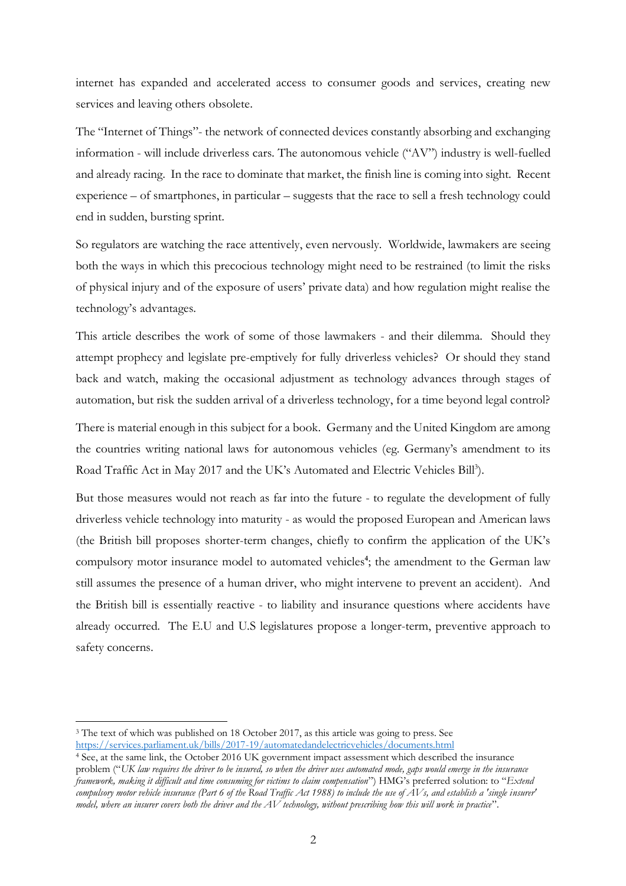internet has expanded and accelerated access to consumer goods and services, creating new services and leaving others obsolete.

The "Internet of Things"- the network of connected devices constantly absorbing and exchanging information - will include driverless cars. The autonomous vehicle ("AV") industry is well-fuelled and already racing. In the race to dominate that market, the finish line is coming into sight. Recent experience – of smartphones, in particular – suggests that the race to sell a fresh technology could end in sudden, bursting sprint.

So regulators are watching the race attentively, even nervously. Worldwide, lawmakers are seeing both the ways in which this precocious technology might need to be restrained (to limit the risks of physical injury and of the exposure of users' private data) and how regulation might realise the technology's advantages.

This article describes the work of some of those lawmakers - and their dilemma. Should they attempt prophecy and legislate pre-emptively for fully driverless vehicles? Or should they stand back and watch, making the occasional adjustment as technology advances through stages of automation, but risk the sudden arrival of a driverless technology, for a time beyond legal control?

There is material enough in this subject for a book. Germany and the United Kingdom are among the countries writing national laws for autonomous vehicles (eg. Germany's amendment to its Road Traffic Act in May 2017 and the UK's Automated and Electric Vehicles Bill[3]).

But those measures would not reach as far into the future - to regulate the development of fully driverless vehicle technology into maturity - as would the proposed European and American laws (the British bill proposes shorter-term changes, chiefly to confirm the application of the UK's compulsory motor insurance model to automated vehicles[4]; the amendment to the German law still assumes the presence of a human driver, who might intervene to prevent an accident). And the British bill is essentially reactive - to liability and insurance questions where accidents have already occurred. The E.U and U.S legislatures propose a longer-term, preventive approach to safety concerns.

---

[3] The text of which was published on 18 October 2017, as this article was going to press. See https://services.parliament.uk/bills/2017-19/automatedandelectricvehicles/documents.html

[4] See, at the same link, the October 2016 UK government impact assessment which described the insurance problem ("*UK law requires the driver to be insured, so when the driver uses automated mode, gaps would emerge in the insurance framework, making it difficult and time consuming for victims to claim compensation*") HMG's preferred solution: to "*Extend compulsory motor vehicle insurance (Part 6 of the Road Traffic Act 1988) to include the use of AVs, and establish a 'single insurer' model, where an insurer covers both the driver and the AV technology, without prescribing how this will work in practice*".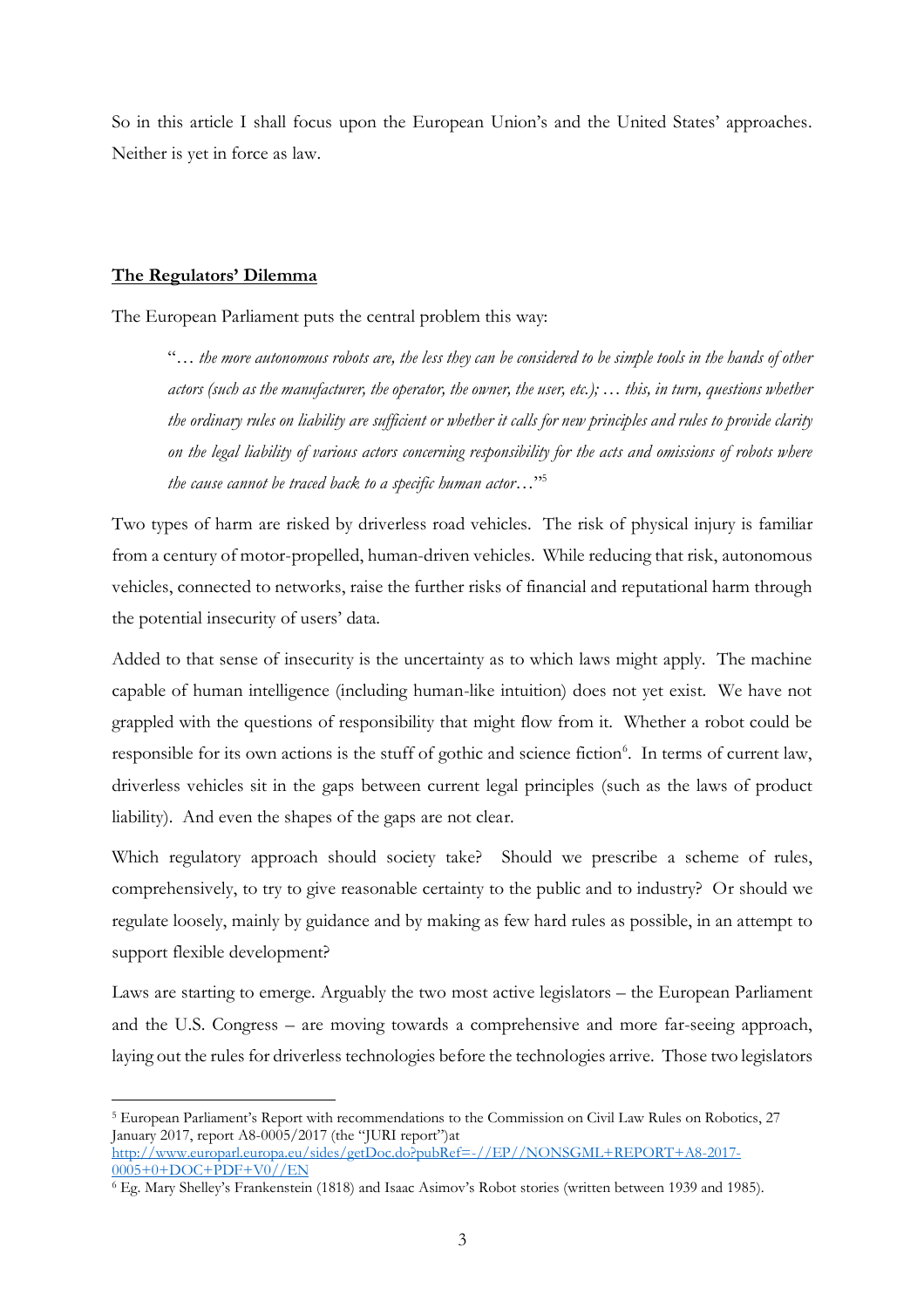So in this article I shall focus upon the European Union's and the United States' approaches. Neither is yet in force as law.

## **The Regulators' Dilemma**

The European Parliament puts the central problem this way:

> "*… the more autonomous robots are, the less they can be considered to be simple tools in the hands of other actors (such as the manufacturer, the operator, the owner, the user, etc.); … this, in turn, questions whether the ordinary rules on liability are sufficient or whether it calls for new principles and rules to provide clarity on the legal liability of various actors concerning responsibility for the acts and omissions of robots where the cause cannot be traced back to a specific human actor…*"[5]

Two types of harm are risked by driverless road vehicles. The risk of physical injury is familiar from a century of motor-propelled, human-driven vehicles. While reducing that risk, autonomous vehicles, connected to networks, raise the further risks of financial and reputational harm through the potential insecurity of users' data.

Added to that sense of insecurity is the uncertainty as to which laws might apply. The machine capable of human intelligence (including human-like intuition) does not yet exist. We have not grappled with the questions of responsibility that might flow from it. Whether a robot could be responsible for its own actions is the stuff of gothic and science fiction[6]. In terms of current law, driverless vehicles sit in the gaps between current legal principles (such as the laws of product liability). And even the shapes of the gaps are not clear.

Which regulatory approach should society take? Should we prescribe a scheme of rules, comprehensively, to try to give reasonable certainty to the public and to industry? Or should we regulate loosely, mainly by guidance and by making as few hard rules as possible, in an attempt to support flexible development?

Laws are starting to emerge. Arguably the two most active legislators – the European Parliament and the U.S. Congress – are moving towards a comprehensive and more far-seeing approach, laying out the rules for driverless technologies before the technologies arrive. Those two legislators

---

[5] European Parliament's Report with recommendations to the Commission on Civil Law Rules on Robotics, 27 January 2017, report A8-0005/2017 (the "JURI report")at http://www.europarl.europa.eu/sides/getDoc.do?pubRef=-//EP//NONSGML+REPORT+A8-2017-0005+0+DOC+PDF+V0//EN

[6] Eg. Mary Shelley's Frankenstein (1818) and Isaac Asimov's Robot stories (written between 1939 and 1985).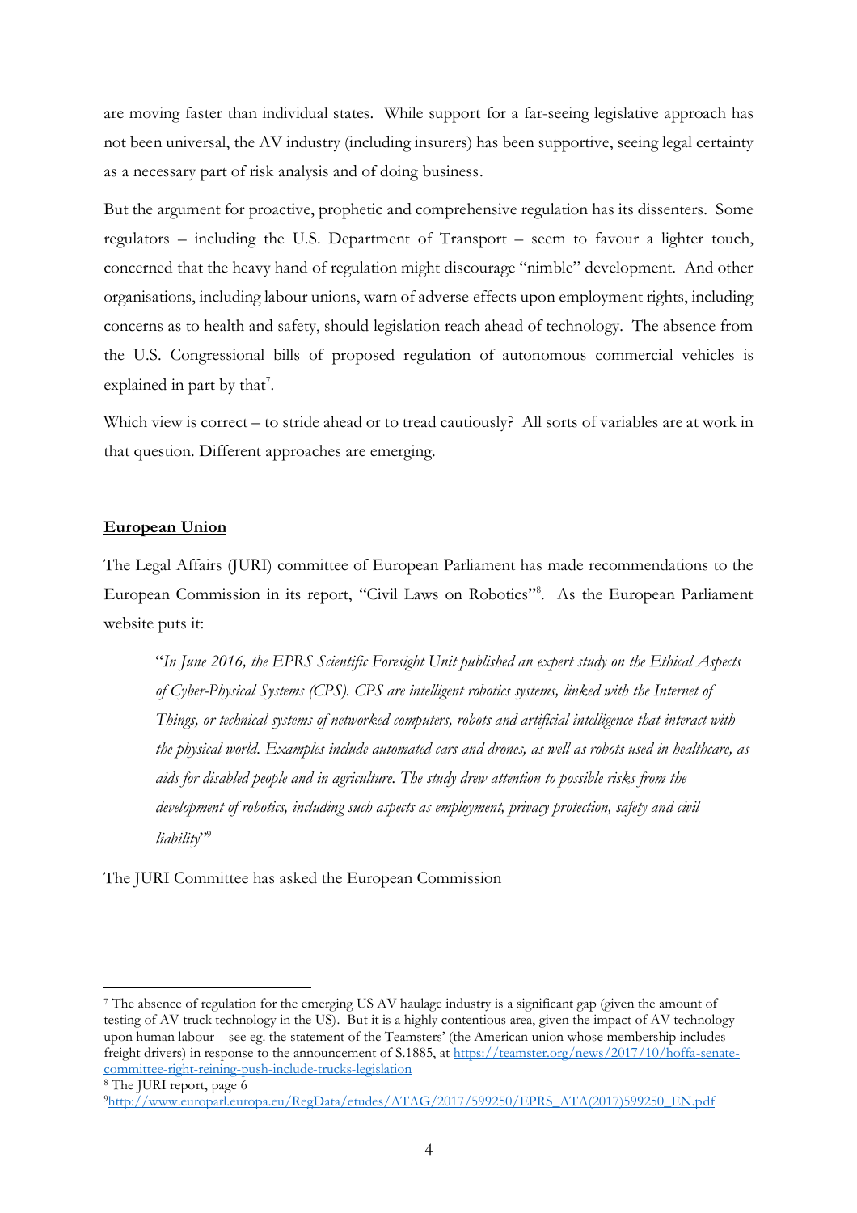are moving faster than individual states. While support for a far-seeing legislative approach has not been universal, the AV industry (including insurers) has been supportive, seeing legal certainty as a necessary part of risk analysis and of doing business.

But the argument for proactive, prophetic and comprehensive regulation has its dissenters. Some regulators – including the U.S. Department of Transport – seem to favour a lighter touch, concerned that the heavy hand of regulation might discourage "nimble" development. And other organisations, including labour unions, warn of adverse effects upon employment rights, including concerns as to health and safety, should legislation reach ahead of technology. The absence from the U.S. Congressional bills of proposed regulation of autonomous commercial vehicles is explained in part by that[7].

Which view is correct – to stride ahead or to tread cautiously? All sorts of variables are at work in that question. Different approaches are emerging.

## European Union

The Legal Affairs (JURI) committee of European Parliament has made recommendations to the European Commission in its report, "Civil Laws on Robotics"[8]. As the European Parliament website puts it:

> "*In June 2016, the EPRS Scientific Foresight Unit published an expert study on the Ethical Aspects of Cyber-Physical Systems (CPS). CPS are intelligent robotics systems, linked with the Internet of Things, or technical systems of networked computers, robots and artificial intelligence that interact with the physical world. Examples include automated cars and drones, as well as robots used in healthcare, as aids for disabled people and in agriculture. The study drew attention to possible risks from the development of robotics, including such aspects as employment, privacy protection, safety and civil liability*"[9]

The JURI Committee has asked the European Commission

---

[7] The absence of regulation for the emerging US AV haulage industry is a significant gap (given the amount of testing of AV truck technology in the US). But it is a highly contentious area, given the impact of AV technology upon human labour – see eg. the statement of the Teamsters' (the American union whose membership includes freight drivers) in response to the announcement of S.1885, at https://teamster.org/news/2017/10/hoffa-senate-committee-right-reining-push-include-trucks-legislation

[8] The JURI report, page 6

[9] http://www.europarl.europa.eu/RegData/etudes/ATAG/2017/599250/EPRS_ATA(2017)599250_EN.pdf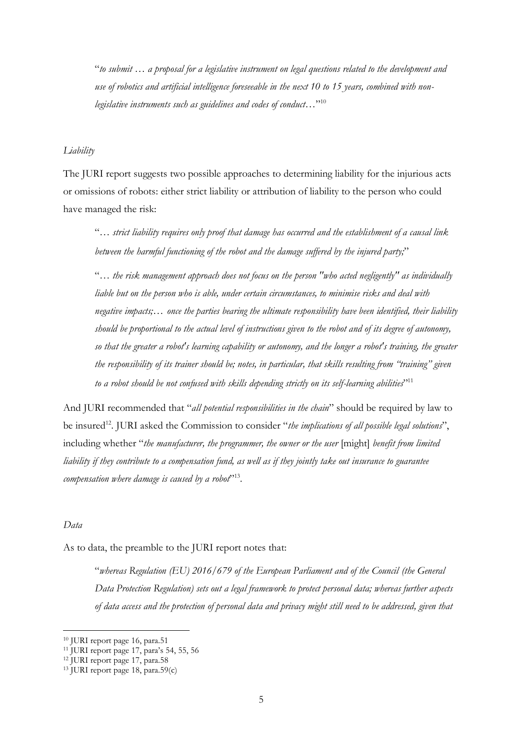"*to submit … a proposal for a legislative instrument on legal questions related to the development and use of robotics and artificial intelligence foreseeable in the next 10 to 15 years, combined with non-legislative instruments such as guidelines and codes of conduct…*"[10]

*Liability*

The JURI report suggests two possible approaches to determining liability for the injurious acts or omissions of robots: either strict liability or attribution of liability to the person who could have managed the risk:

> "*… strict liability requires only proof that damage has occurred and the establishment of a causal link between the harmful functioning of the robot and the damage suffered by the injured party;*"
>
> "*… the risk management approach does not focus on the person "who acted negligently" as individually liable but on the person who is able, under certain circumstances, to minimise risks and deal with negative impacts;… once the parties bearing the ultimate responsibility have been identified, their liability should be proportional to the actual level of instructions given to the robot and of its degree of autonomy, so that the greater a robot's learning capability or autonomy, and the longer a robot's training, the greater the responsibility of its trainer should be; notes, in particular, that skills resulting from "training" given to a robot should be not confused with skills depending strictly on its self-learning abilities*"[11]

And JURI recommended that "*all potential responsibilities in the chain*" should be required by law to be insured[12]. JURI asked the Commission to consider "*the implications of all possible legal solutions*", including whether "*the manufacturer, the programmer, the owner or the user* [might] *benefit from limited liability if they contribute to a compensation fund, as well as if they jointly take out insurance to guarantee compensation where damage is caused by a robot*"[13].

*Data*

As to data, the preamble to the JURI report notes that:

> "*whereas Regulation (EU) 2016/679 of the European Parliament and of the Council (the General Data Protection Regulation) sets out a legal framework to protect personal data; whereas further aspects of data access and the protection of personal data and privacy might still need to be addressed, given that*

---

[10] JURI report page 16, para.51

[11] JURI report page 17, para's 54, 55, 56

[12] JURI report page 17, para.58

[13] JURI report page 18, para.59(c)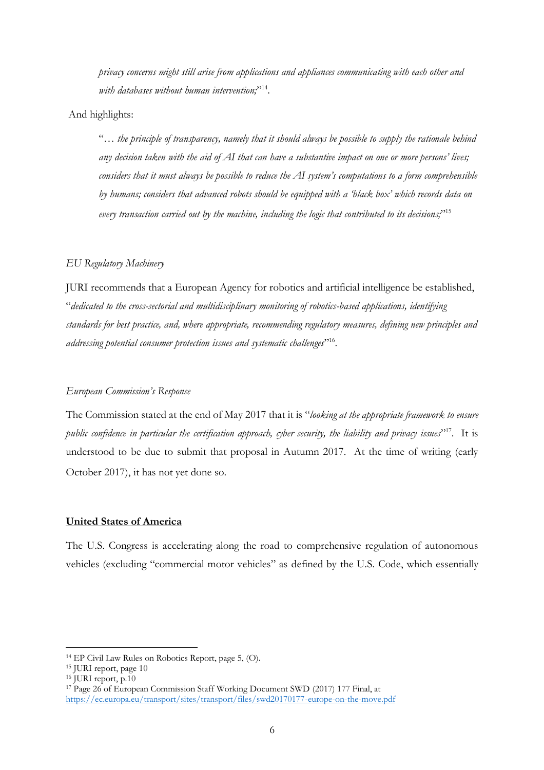*privacy concerns might still arise from applications and appliances communicating with each other and with databases without human intervention;*"[14].

And highlights:

"… *the principle of transparency, namely that it should always be possible to supply the rationale behind any decision taken with the aid of AI that can have a substantive impact on one or more persons' lives; considers that it must always be possible to reduce the AI system's computations to a form comprehensible by humans; considers that advanced robots should be equipped with a 'black box' which records data on every transaction carried out by the machine, including the logic that contributed to its decisions;*"[15]

*EU Regulatory Machinery*

JURI recommends that a European Agency for robotics and artificial intelligence be established, "*dedicated to the cross-sectorial and multidisciplinary monitoring of robotics-based applications, identifying standards for best practice, and, where appropriate, recommending regulatory measures, defining new principles and addressing potential consumer protection issues and systematic challenges*"[16].

*European Commission's Response*

The Commission stated at the end of May 2017 that it is "*looking at the appropriate framework to ensure public confidence in particular the certification approach, cyber security, the liability and privacy issues*"[17]. It is understood to be due to submit that proposal in Autumn 2017. At the time of writing (early October 2017), it has not yet done so.

**United States of America**

The U.S. Congress is accelerating along the road to comprehensive regulation of autonomous vehicles (excluding "commercial motor vehicles" as defined by the U.S. Code, which essentially

---

[14] EP Civil Law Rules on Robotics Report, page 5, (O).

[15] JURI report, page 10

[16] JURI report, p.10

[17] Page 26 of European Commission Staff Working Document SWD (2017) 177 Final, at https://ec.europa.eu/transport/sites/transport/files/swd20170177-europe-on-the-move.pdf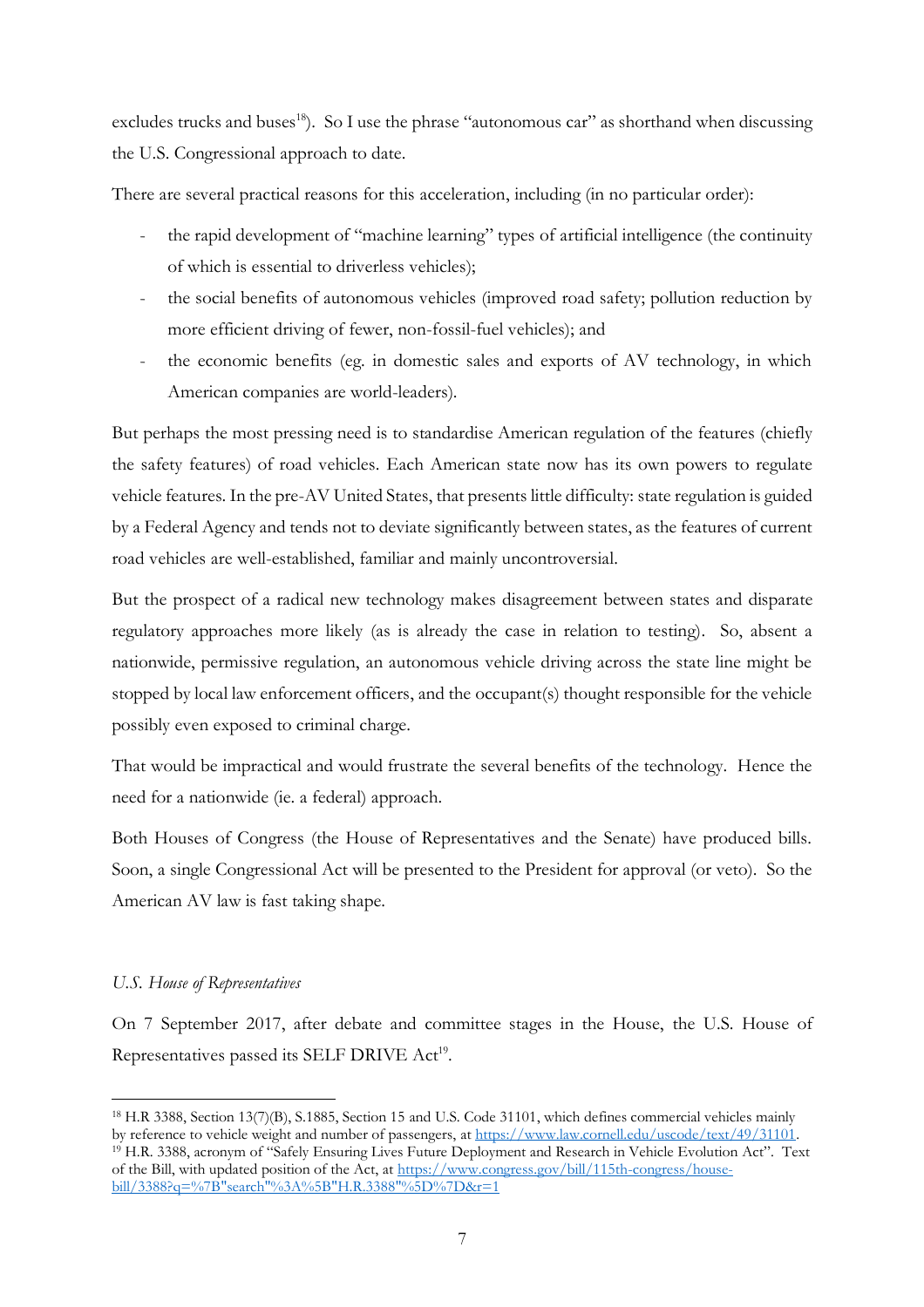excludes trucks and buses[18]). So I use the phrase "autonomous car" as shorthand when discussing the U.S. Congressional approach to date.

There are several practical reasons for this acceleration, including (in no particular order):

- the rapid development of "machine learning" types of artificial intelligence (the continuity of which is essential to driverless vehicles);
- the social benefits of autonomous vehicles (improved road safety; pollution reduction by more efficient driving of fewer, non-fossil-fuel vehicles); and
- the economic benefits (eg. in domestic sales and exports of AV technology, in which American companies are world-leaders).

But perhaps the most pressing need is to standardise American regulation of the features (chiefly the safety features) of road vehicles. Each American state now has its own powers to regulate vehicle features. In the pre-AV United States, that presents little difficulty: state regulation is guided by a Federal Agency and tends not to deviate significantly between states, as the features of current road vehicles are well-established, familiar and mainly uncontroversial.

But the prospect of a radical new technology makes disagreement between states and disparate regulatory approaches more likely (as is already the case in relation to testing). So, absent a nationwide, permissive regulation, an autonomous vehicle driving across the state line might be stopped by local law enforcement officers, and the occupant(s) thought responsible for the vehicle possibly even exposed to criminal charge.

That would be impractical and would frustrate the several benefits of the technology. Hence the need for a nationwide (ie. a federal) approach.

Both Houses of Congress (the House of Representatives and the Senate) have produced bills. Soon, a single Congressional Act will be presented to the President for approval (or veto). So the American AV law is fast taking shape.

*U.S. House of Representatives*

On 7 September 2017, after debate and committee stages in the House, the U.S. House of Representatives passed its SELF DRIVE Act[19].

---

[18] H.R 3388, Section 13(7)(B), S.1885, Section 15 and U.S. Code 31101, which defines commercial vehicles mainly by reference to vehicle weight and number of passengers, at https://www.law.cornell.edu/uscode/text/49/31101.

[19] H.R. 3388, acronym of "Safely Ensuring Lives Future Deployment and Research in Vehicle Evolution Act". Text of the Bill, with updated position of the Act, at https://www.congress.gov/bill/115th-congress/house-bill/3388?q=%7B"search"%3A%5B"H.R.3388"%5D%7D&r=1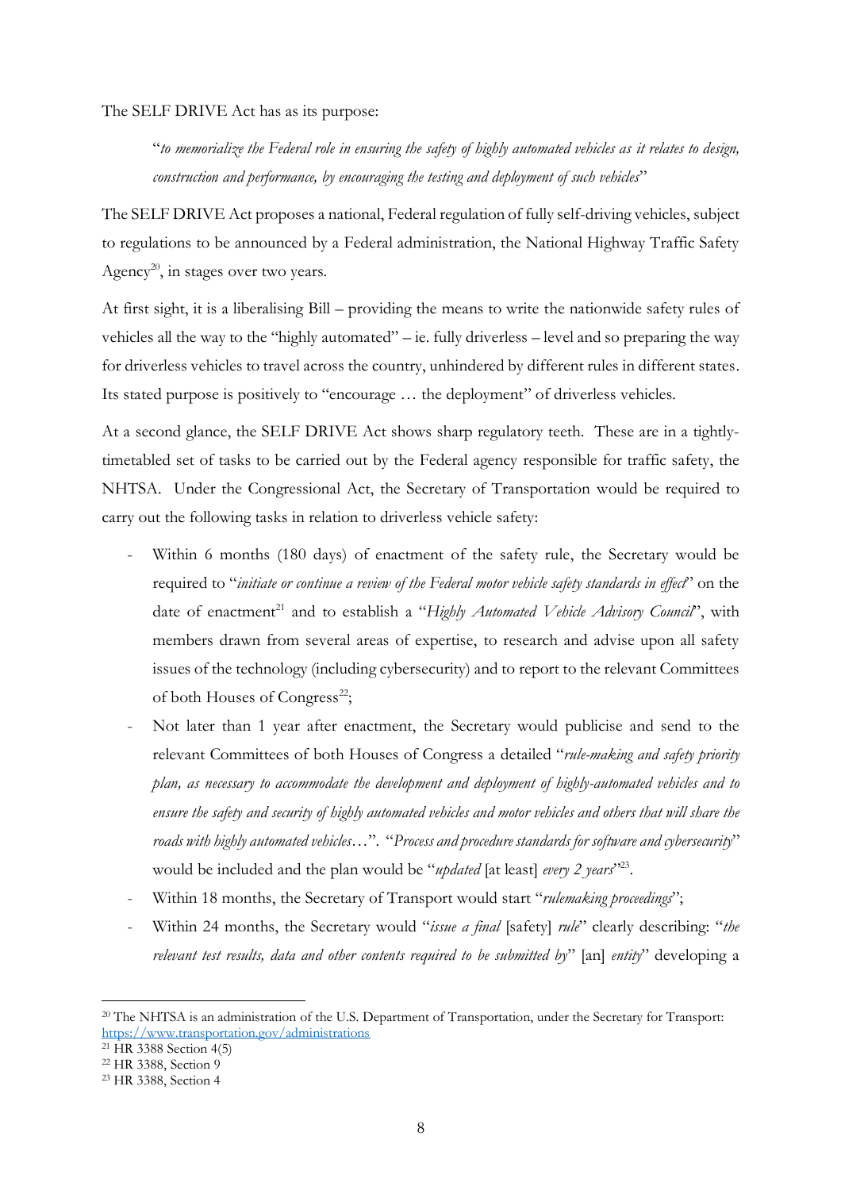The SELF DRIVE Act has as its purpose:

> "*to memorialize the Federal role in ensuring the safety of highly automated vehicles as it relates to design, construction and performance, by encouraging the testing and deployment of such vehicles*"

The SELF DRIVE Act proposes a national, Federal regulation of fully self-driving vehicles, subject to regulations to be announced by a Federal administration, the National Highway Traffic Safety Agency[20], in stages over two years.

At first sight, it is a liberalising Bill – providing the means to write the nationwide safety rules of vehicles all the way to the "highly automated" – ie. fully driverless – level and so preparing the way for driverless vehicles to travel across the country, unhindered by different rules in different states. Its stated purpose is positively to "encourage … the deployment" of driverless vehicles.

At a second glance, the SELF DRIVE Act shows sharp regulatory teeth. These are in a tightly-timetabled set of tasks to be carried out by the Federal agency responsible for traffic safety, the NHTSA. Under the Congressional Act, the Secretary of Transportation would be required to carry out the following tasks in relation to driverless vehicle safety:

- Within 6 months (180 days) of enactment of the safety rule, the Secretary would be required to "*initiate or continue a review of the Federal motor vehicle safety standards in effect*" on the date of enactment[21] and to establish a "*Highly Automated Vehicle Advisory Council*", with members drawn from several areas of expertise, to research and advise upon all safety issues of the technology (including cybersecurity) and to report to the relevant Committees of both Houses of Congress[22];
- Not later than 1 year after enactment, the Secretary would publicise and send to the relevant Committees of both Houses of Congress a detailed "*rule-making and safety priority plan, as necessary to accommodate the development and deployment of highly-automated vehicles and to ensure the safety and security of highly automated vehicles and motor vehicles and others that will share the roads with highly automated vehicles*…". "*Process and procedure standards for software and cybersecurity*" would be included and the plan would be "*updated* [at least] *every 2 years*"[23].
- Within 18 months, the Secretary of Transport would start "*rulemaking proceedings*";
- Within 24 months, the Secretary would "*issue a final* [safety] *rule*" clearly describing: "*the relevant test results, data and other contents required to be submitted by*" [an] *entity*" developing a

---

[20] The NHTSA is an administration of the U.S. Department of Transportation, under the Secretary for Transport: https://www.transportation.gov/administrations

[21] HR 3388 Section 4(5)

[22] HR 3388, Section 9

[23] HR 3388, Section 4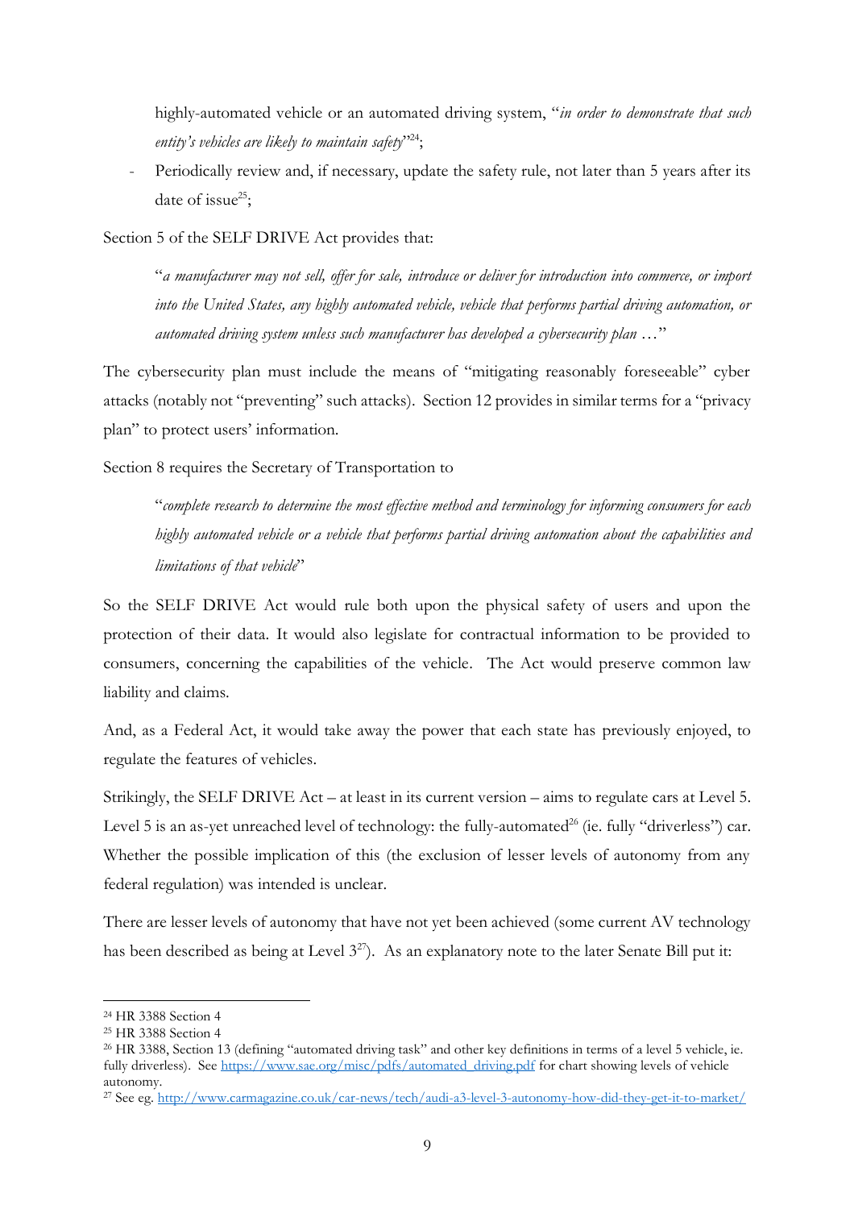highly-automated vehicle or an automated driving system, "*in order to demonstrate that such entity's vehicles are likely to maintain safety*"[24];

- Periodically review and, if necessary, update the safety rule, not later than 5 years after its date of issue[25];

Section 5 of the SELF DRIVE Act provides that:

> "*a manufacturer may not sell, offer for sale, introduce or deliver for introduction into commerce, or import into the United States, any highly automated vehicle, vehicle that performs partial driving automation, or automated driving system unless such manufacturer has developed a cybersecurity plan* …"

The cybersecurity plan must include the means of "mitigating reasonably foreseeable" cyber attacks (notably not "preventing" such attacks). Section 12 provides in similar terms for a "privacy plan" to protect users' information.

Section 8 requires the Secretary of Transportation to

> "*complete research to determine the most effective method and terminology for informing consumers for each highly automated vehicle or a vehicle that performs partial driving automation about the capabilities and limitations of that vehicle*"

So the SELF DRIVE Act would rule both upon the physical safety of users and upon the protection of their data. It would also legislate for contractual information to be provided to consumers, concerning the capabilities of the vehicle. The Act would preserve common law liability and claims.

And, as a Federal Act, it would take away the power that each state has previously enjoyed, to regulate the features of vehicles.

Strikingly, the SELF DRIVE Act – at least in its current version – aims to regulate cars at Level 5. Level 5 is an as-yet unreached level of technology: the fully-automated[26] (ie. fully "driverless") car. Whether the possible implication of this (the exclusion of lesser levels of autonomy from any federal regulation) was intended is unclear.

There are lesser levels of autonomy that have not yet been achieved (some current AV technology has been described as being at Level 3[27]). As an explanatory note to the later Senate Bill put it:

---

[24] HR 3388 Section 4

[25] HR 3388 Section 4

[26] HR 3388, Section 13 (defining "automated driving task" and other key definitions in terms of a level 5 vehicle, ie. fully driverless). See https://www.sae.org/misc/pdfs/automated_driving.pdf for chart showing levels of vehicle autonomy.

[27] See eg. http://www.carmagazine.co.uk/car-news/tech/audi-a3-level-3-autonomy-how-did-they-get-it-to-market/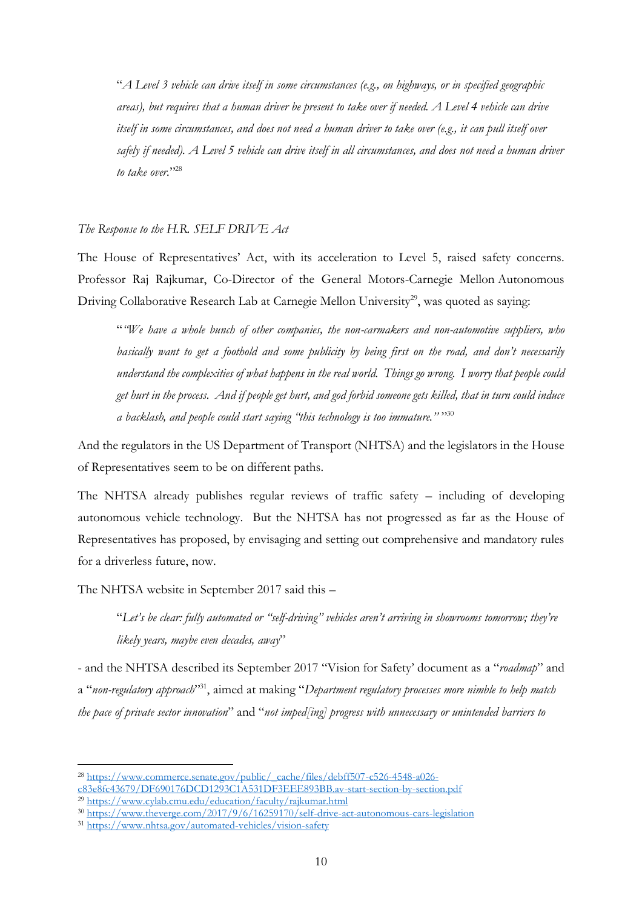> "*A Level 3 vehicle can drive itself in some circumstances (e.g., on highways, or in specified geographic areas), but requires that a human driver be present to take over if needed. A Level 4 vehicle can drive itself in some circumstances, and does not need a human driver to take over (e.g., it can pull itself over safely if needed). A Level 5 vehicle can drive itself in all circumstances, and does not need a human driver to take over.*"[28]

*The Response to the H.R. SELF DRIVE Act*

The House of Representatives' Act, with its acceleration to Level 5, raised safety concerns. Professor Raj Rajkumar, Co-Director of the General Motors-Carnegie Mellon Autonomous Driving Collaborative Research Lab at Carnegie Mellon University[29], was quoted as saying:

> "*"We have a whole bunch of other companies, the non-carmakers and non-automotive suppliers, who basically want to get a foothold and some publicity by being first on the road, and don't necessarily understand the complexities of what happens in the real world. Things go wrong. I worry that people could get hurt in the process. And if people get hurt, and god forbid someone gets killed, that in turn could induce a backlash, and people could start saying "this technology is too immature.""*"[30]

And the regulators in the US Department of Transport (NHTSA) and the legislators in the House of Representatives seem to be on different paths.

The NHTSA already publishes regular reviews of traffic safety – including of developing autonomous vehicle technology. But the NHTSA has not progressed as far as the House of Representatives has proposed, by envisaging and setting out comprehensive and mandatory rules for a driverless future, now.

The NHTSA website in September 2017 said this –

> "*Let's be clear: fully automated or "self-driving" vehicles aren't arriving in showrooms tomorrow; they're likely years, maybe even decades, away*"

- and the NHTSA described its September 2017 "Vision for Safety' document as a "*roadmap*" and a "*non-regulatory approach*"[31], aimed at making "*Department regulatory processes more nimble to help match the pace of private sector innovation*" and "*not imped[ing] progress with unnecessary or unintended barriers to*

---

[28] https://www.commerce.senate.gov/public/_cache/files/debff507-c526-4548-a026-c83e8fc43679/DF690176DCD1293C1A531DF3EEE893BB.av-start-section-by-section.pdf

[29] https://www.cylab.cmu.edu/education/faculty/rajkumar.html

[30] https://www.theverge.com/2017/9/6/16259170/self-drive-act-autonomous-cars-legislation

[31] https://www.nhtsa.gov/automated-vehicles/vision-safety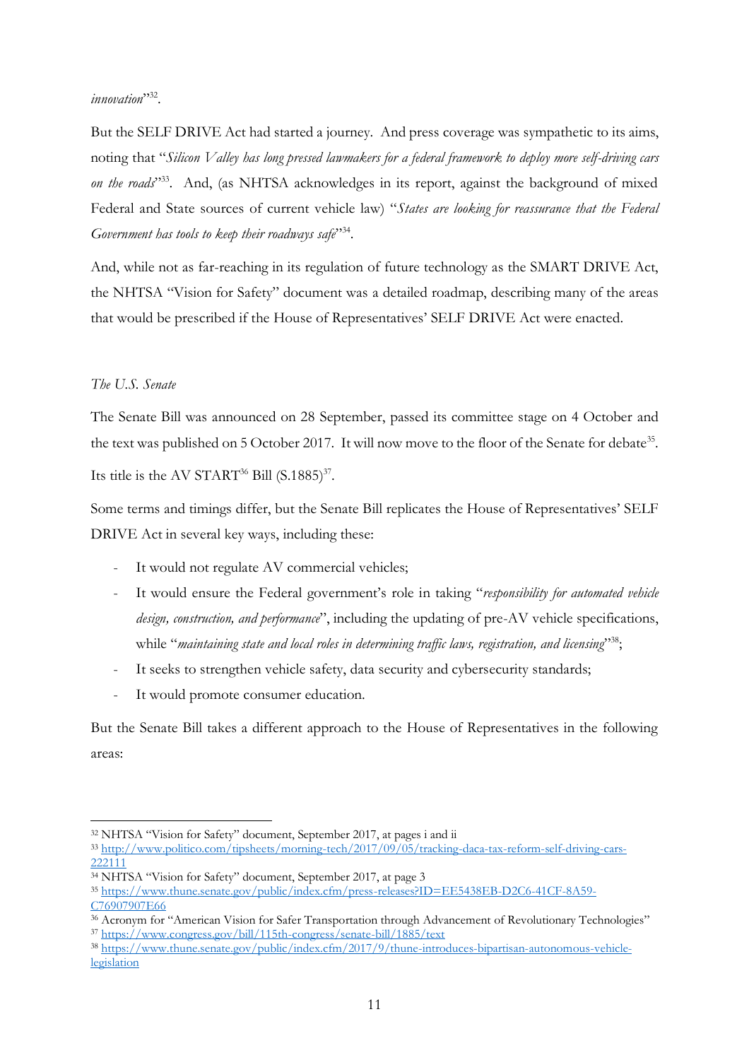*innovation*"[32].

But the SELF DRIVE Act had started a journey. And press coverage was sympathetic to its aims, noting that "*Silicon Valley has long pressed lawmakers for a federal framework to deploy more self-driving cars on the roads*"[33]. And, (as NHTSA acknowledges in its report, against the background of mixed Federal and State sources of current vehicle law) "*States are looking for reassurance that the Federal Government has tools to keep their roadways safe*"[34].

And, while not as far-reaching in its regulation of future technology as the SMART DRIVE Act, the NHTSA "Vision for Safety" document was a detailed roadmap, describing many of the areas that would be prescribed if the House of Representatives' SELF DRIVE Act were enacted.

*The U.S. Senate*

The Senate Bill was announced on 28 September, passed its committee stage on 4 October and the text was published on 5 October 2017. It will now move to the floor of the Senate for debate[35].

Its title is the AV START[36] Bill (S.1885)[37].

Some terms and timings differ, but the Senate Bill replicates the House of Representatives' SELF DRIVE Act in several key ways, including these:

- It would not regulate AV commercial vehicles;
- It would ensure the Federal government's role in taking "*responsibility for automated vehicle design, construction, and performance*", including the updating of pre-AV vehicle specifications, while "*maintaining state and local roles in determining traffic laws, registration, and licensing*"[38];
- It seeks to strengthen vehicle safety, data security and cybersecurity standards;
- It would promote consumer education.

But the Senate Bill takes a different approach to the House of Representatives in the following areas:

---

[32] NHTSA "Vision for Safety" document, September 2017, at pages i and ii

[33] http://www.politico.com/tipsheets/morning-tech/2017/09/05/tracking-daca-tax-reform-self-driving-cars-222111

[34] NHTSA "Vision for Safety" document, September 2017, at page 3

[35] https://www.thune.senate.gov/public/index.cfm/press-releases?ID=EE5438EB-D2C6-41CF-8A59-C76907907E66

[36] Acronym for "American Vision for Safer Transportation through Advancement of Revolutionary Technologies"

[37] https://www.congress.gov/bill/115th-congress/senate-bill/1885/text

[38] https://www.thune.senate.gov/public/index.cfm/2017/9/thune-introduces-bipartisan-autonomous-vehicle-legislation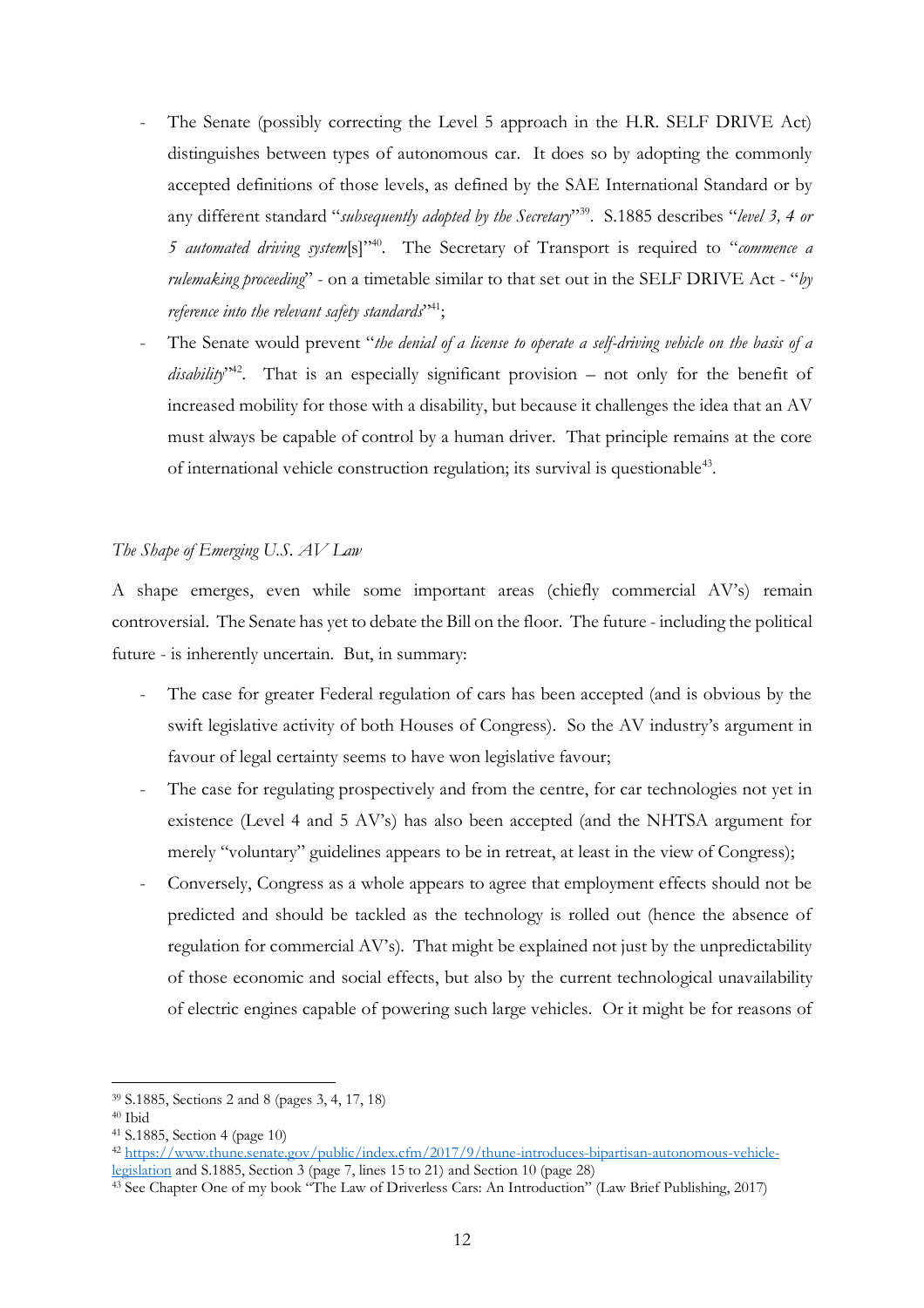- The Senate (possibly correcting the Level 5 approach in the H.R. SELF DRIVE Act) distinguishes between types of autonomous car. It does so by adopting the commonly accepted definitions of those levels, as defined by the SAE International Standard or by any different standard "*subsequently adopted by the Secretary*"[39]. S.1885 describes "*level 3, 4 or 5 automated driving system*[s]"[40]. The Secretary of Transport is required to "*commence a rulemaking proceeding*" - on a timetable similar to that set out in the SELF DRIVE Act - "*by reference into the relevant safety standards*"[41];
- The Senate would prevent "*the denial of a license to operate a self-driving vehicle on the basis of a disability*"[42]. That is an especially significant provision – not only for the benefit of increased mobility for those with a disability, but because it challenges the idea that an AV must always be capable of control by a human driver. That principle remains at the core of international vehicle construction regulation; its survival is questionable[43].

*The Shape of Emerging U.S. AV Law*

A shape emerges, even while some important areas (chiefly commercial AV's) remain controversial. The Senate has yet to debate the Bill on the floor. The future - including the political future - is inherently uncertain. But, in summary:

- The case for greater Federal regulation of cars has been accepted (and is obvious by the swift legislative activity of both Houses of Congress). So the AV industry's argument in favour of legal certainty seems to have won legislative favour;
- The case for regulating prospectively and from the centre, for car technologies not yet in existence (Level 4 and 5 AV's) has also been accepted (and the NHTSA argument for merely "voluntary" guidelines appears to be in retreat, at least in the view of Congress);
- Conversely, Congress as a whole appears to agree that employment effects should not be predicted and should be tackled as the technology is rolled out (hence the absence of regulation for commercial AV's). That might be explained not just by the unpredictability of those economic and social effects, but also by the current technological unavailability of electric engines capable of powering such large vehicles. Or it might be for reasons of

---

[39] S.1885, Sections 2 and 8 (pages 3, 4, 17, 18)

[40] Ibid

[41] S.1885, Section 4 (page 10)

[42] https://www.thune.senate.gov/public/index.cfm/2017/9/thune-introduces-bipartisan-autonomous-vehicle-legislation and S.1885, Section 3 (page 7, lines 15 to 21) and Section 10 (page 28)

[43] See Chapter One of my book "The Law of Driverless Cars: An Introduction" (Law Brief Publishing, 2017)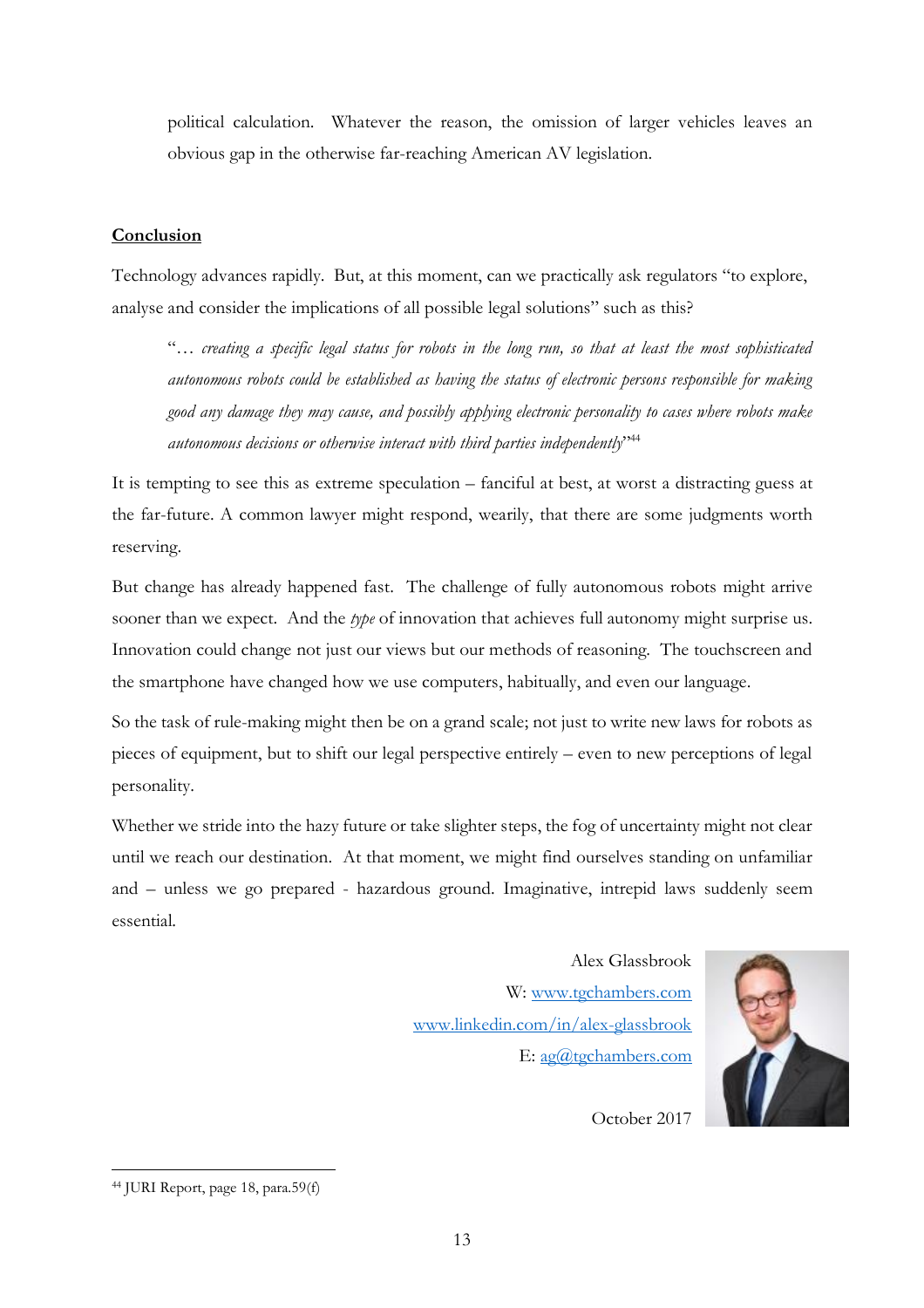political calculation. Whatever the reason, the omission of larger vehicles leaves an obvious gap in the otherwise far-reaching American AV legislation.

## Conclusion

Technology advances rapidly. But, at this moment, can we practically ask regulators "to explore, analyse and consider the implications of all possible legal solutions" such as this?

> "… *creating a specific legal status for robots in the long run, so that at least the most sophisticated autonomous robots could be established as having the status of electronic persons responsible for making good any damage they may cause, and possibly applying electronic personality to cases where robots make autonomous decisions or otherwise interact with third parties independently*"[44]

It is tempting to see this as extreme speculation – fanciful at best, at worst a distracting guess at the far-future. A common lawyer might respond, wearily, that there are some judgments worth reserving.

But change has already happened fast. The challenge of fully autonomous robots might arrive sooner than we expect. And the *type* of innovation that achieves full autonomy might surprise us. Innovation could change not just our views but our methods of reasoning. The touchscreen and the smartphone have changed how we use computers, habitually, and even our language.

So the task of rule-making might then be on a grand scale; not just to write new laws for robots as pieces of equipment, but to shift our legal perspective entirely – even to new perceptions of legal personality.

Whether we stride into the hazy future or take slighter steps, the fog of uncertainty might not clear until we reach our destination. At that moment, we might find ourselves standing on unfamiliar and – unless we go prepared - hazardous ground. Imaginative, intrepid laws suddenly seem essential.

Alex Glassbrook

W: www.tgchambers.com

www.linkedin.com/in/alex-glassbrook

E: ag@tgchambers.com

October 2017

---

[44] JURI Report, page 18, para.59(f)